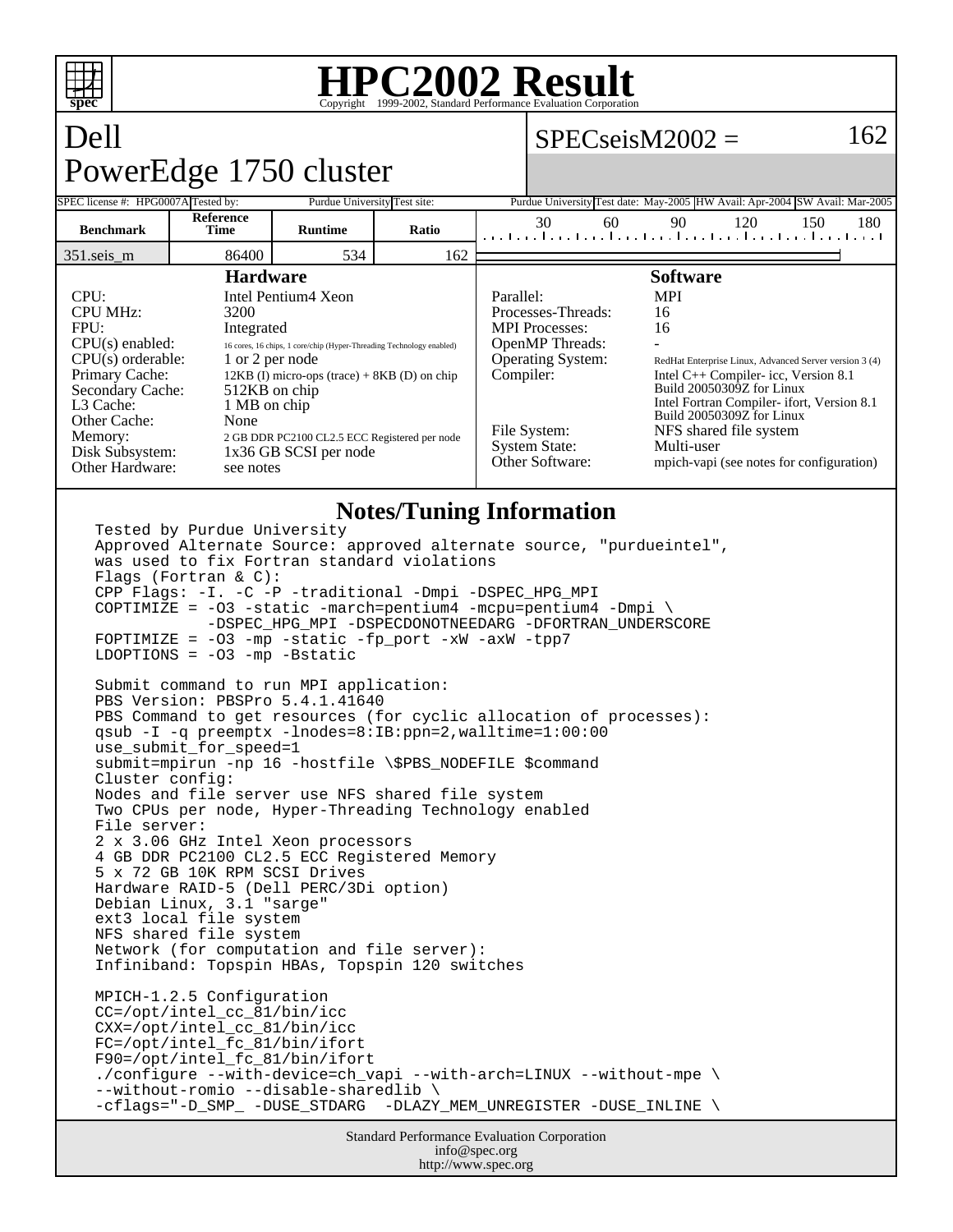# HPC2002 Result

Copyright 1999-2002, Standard Performance Evaluation Corporation

## Dell PowerEdge 1750 cluster

SPECseisM2002 = 162

| SPEC license #: | HPG0007A | Tested by: | Purdue University | Test site: | Purdue University | Test date: | May-2005 | HW Avail: | Apr-2004 | SW Avail: | Mar-2005 |
|---|---|---|---|---|---|---|---|---|---|---|---|

| Benchmark | Reference Time | Runtime | Ratio |
|---|---|---|---|
| 351.seis_m | 86400 | 534 | 162 |

### Hardware

| | |
|---|---|
| CPU: | Intel Pentium4 Xeon |
| CPU MHz: | 3200 |
| FPU: | Integrated |
| CPU(s) enabled: | 16 cores, 16 chips, 1 core/chip (Hyper-Threading Technology enabled) |
| CPU(s) orderable: | 1 or 2 per node |
| Primary Cache: | 12KB (I) micro-ops (trace) + 8KB (D) on chip |
| Secondary Cache: | 512KB on chip |
| L3 Cache: | 1 MB on chip |
| Other Cache: | None |
| Memory: | 2 GB DDR PC2100 CL2.5 ECC Registered per node |
| Disk Subsystem: | 1x36 GB SCSI per node |
| Other Hardware: | see notes |

### Software

| | |
|---|---|
| Parallel: | MPI |
| Processes-Threads: | 16 |
| MPI Processes: | 16 |
| OpenMP Threads: | - |
| Operating System: | RedHat Enterprise Linux, Advanced Server version 3 (4) |
| Compiler: | Intel C++ Compiler- icc, Version 8.1 Build 20050309Z for Linux<br>Intel Fortran Compiler- ifort, Version 8.1 Build 20050309Z for Linux |
| File System: | NFS shared file system |
| System State: | Multi-user |
| Other Software: | mpich-vapi (see notes for configuration) |

### Notes/Tuning Information

```
Tested by Purdue University
Approved Alternate Source: approved alternate source, "purdueintel",
was used to fix Fortran standard violations
Flags (Fortran & C):
CPP Flags: -I. -C -P -traditional -Dmpi -DSPEC_HPG_MPI
COPTIMIZE = -O3 -static -march=pentium4 -mcpu=pentium4 -Dmpi \
         -DSPEC_HPG_MPI -DSPECDONOTNEEDARG -DFORTRAN_UNDERSCORE
FOPTIMIZE = -O3 -mp -static -fp_port -xW -axW -tpp7
LDOPTIONS = -O3 -mp -Bstatic

Submit command to run MPI application:
PBS Version: PBSPro 5.4.1.41640
PBS Command to get resources (for cyclic allocation of processes):
qsub -I -q preemptx -lnodes=8:IB:ppn=2,walltime=1:00:00
use_submit_for_speed=1
submit=mpirun -np 16 -hostfile \$PBS_NODEFILE $command
Cluster config:
Nodes and file server use NFS shared file system
Two CPUs per node, Hyper-Threading Technology enabled
File server:
2 x 3.06 GHz Intel Xeon processors
4 GB DDR PC2100 CL2.5 ECC Registered Memory
5 x 72 GB 10K RPM SCSI Drives
Hardware RAID-5 (Dell PERC/3Di option)
Debian Linux, 3.1 "sarge"
ext3 local file system
NFS shared file system
Network (for computation and file server):
Infiniband: Topspin HBAs, Topspin 120 switches

MPICH-1.2.5 Configuration
CC=/opt/intel_cc_81/bin/icc
CXX=/opt/intel_cc_81/bin/icc
FC=/opt/intel_fc_81/bin/ifort
F90=/opt/intel_fc_81/bin/ifort
./configure --with-device=ch_vapi --with-arch=LINUX --without-mpe \
--without-romio --disable-sharedlib \
-cflags="-D_SMP_ -DUSE_STDARG  -DLAZY_MEM_UNREGISTER -DUSE_INLINE \
```

Standard Performance Evaluation Corporation
info@spec.org
http://www.spec.org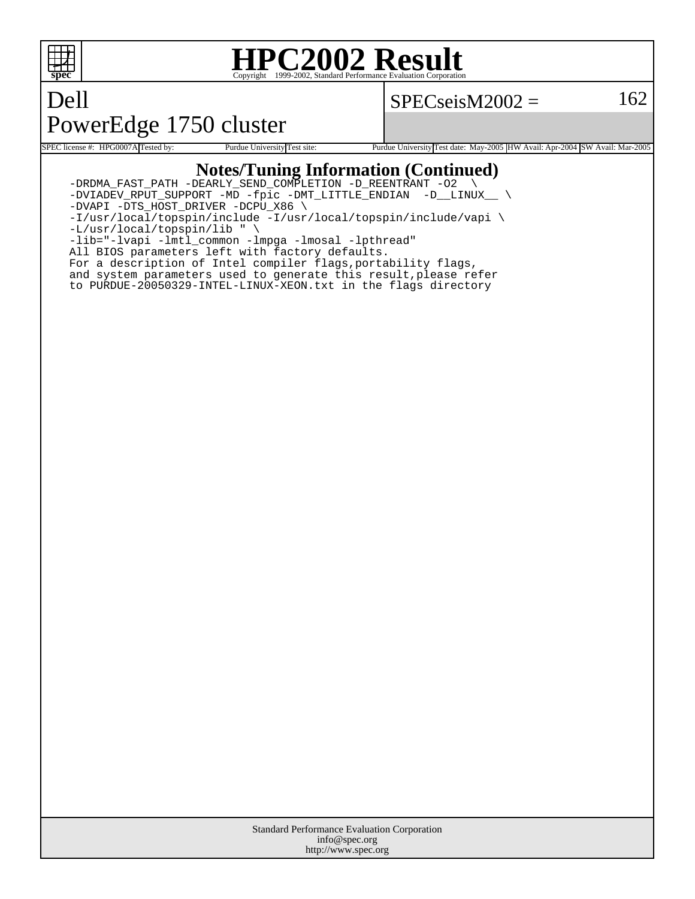# HPC2002 Result

Copyright 1999-2002, Standard Performance Evaluation Corporation

## Dell
## PowerEdge 1750 cluster

SPECseisM2002 = 162

| SPEC license #: HPG0007A | Tested by: Purdue University | Test site: Purdue University | Test date: May-2005 | HW Avail: Apr-2004 | SW Avail: Mar-2005 |
|---|---|---|---|---|---|

## Notes/Tuning Information (Continued)

```
-DRDMA_FAST_PATH -DEARLY_SEND_COMPLETION -D_REENTRANT -O2  \
-DVIADEV_RPUT_SUPPORT -MD -fpic -DMT_LITTLE_ENDIAN  -D__LINUX__ \
-DVAPI -DTS_HOST_DRIVER -DCPU_X86 \
-I/usr/local/topspin/include -I/usr/local/topspin/include/vapi \
-L/usr/local/topspin/lib " \
-lib="-lvapi -lmtl_common -lmpga -lmosal -lpthread"
All BIOS parameters left with factory defaults.
For a description of Intel compiler flags,portability flags,
and system parameters used to generate this result,please refer
to PURDUE-20050329-INTEL-LINUX-XEON.txt in the flags directory
```